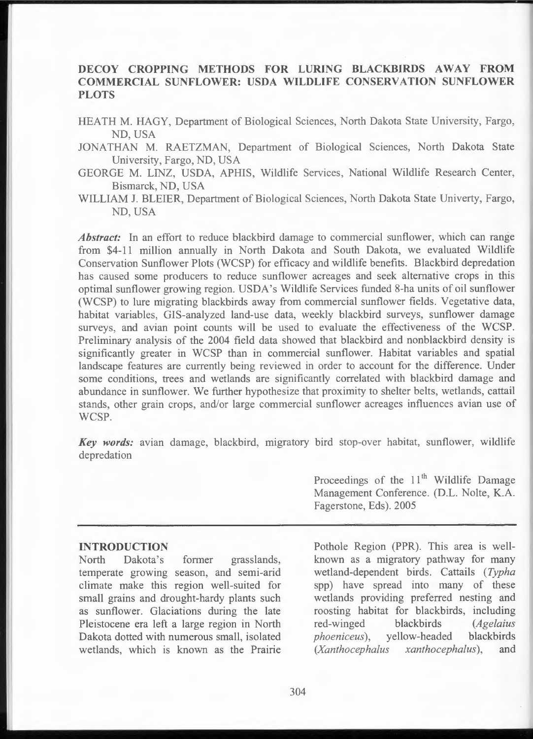# DECOY CROPPING METHODS FOR LURING BLACKBIRDS AWAY FROM COMMERCIAL SUNFLOWER: USDA WILDLIFE CONSERVATION SUNFLOWER PLOTS

HEATH M. HAGY, Department of Biological Sciences, North Dakota State University, Fargo, ND, USA

JONATHAN M. RAETZMAN, Department of Biological Sciences, North Dakota State University, Fargo, ND, USA

GEORGE M. LINZ, USDA, APHIS, Wildlife Services, National Wildlife Research Center, Bismarck, ND, USA

WILLIAM J. BLEIER, Department of Biological Sciences, North Dakota State Univerty, Fargo, ND, USA

***Abstract:*** In an effort to reduce blackbird damage to commercial sunflower, which can range from $4-11 million annually in North Dakota and South Dakota, we evaluated Wildlife Conservation Sunflower Plots (WCSP) for efficacy and wildlife benefits. Blackbird depredation has caused some producers to reduce sunflower acreages and seek alternative crops in this optimal sunflower growing region. USDA's Wildlife Services funded 8-ha units of oil sunflower (WCSP) to lure migrating blackbirds away from commercial sunflower fields. Vegetative data, habitat variables, GIS-analyzed land-use data, weekly blackbird surveys, sunflower damage surveys, and avian point counts will be used to evaluate the effectiveness of the WCSP. Preliminary analysis of the 2004 field data showed that blackbird and nonblackbird density is significantly greater in WCSP than in commercial sunflower. Habitat variables and spatial landscape features are currently being reviewed in order to account for the difference. Under some conditions, trees and wetlands are significantly correlated with blackbird damage and abundance in sunflower. We further hypothesize that proximity to shelter belts, wetlands, cattail stands, other grain crops, and/or large commercial sunflower acreages influences avian use of WCSP.

***Key words:*** avian damage, blackbird, migratory bird stop-over habitat, sunflower, wildlife depredation

Proceedings of the 11th Wildlife Damage Management Conference. (D.L. Nolte, K.A. Fagerstone, Eds). 2005

## INTRODUCTION

North Dakota's former grasslands, temperate growing season, and semi-arid climate make this region well-suited for small grains and drought-hardy plants such as sunflower. Glaciations during the late Pleistocene era left a large region in North Dakota dotted with numerous small, isolated wetlands, which is known as the Prairie Pothole Region (PPR). This area is well-known as a migratory pathway for many wetland-dependent birds. Cattails (*Typha* spp) have spread into many of these wetlands providing preferred nesting and roosting habitat for blackbirds, including red-winged blackbirds (*Agelaius phoeniceus*), yellow-headed blackbirds (*Xanthocephalus xanthocephalus*), and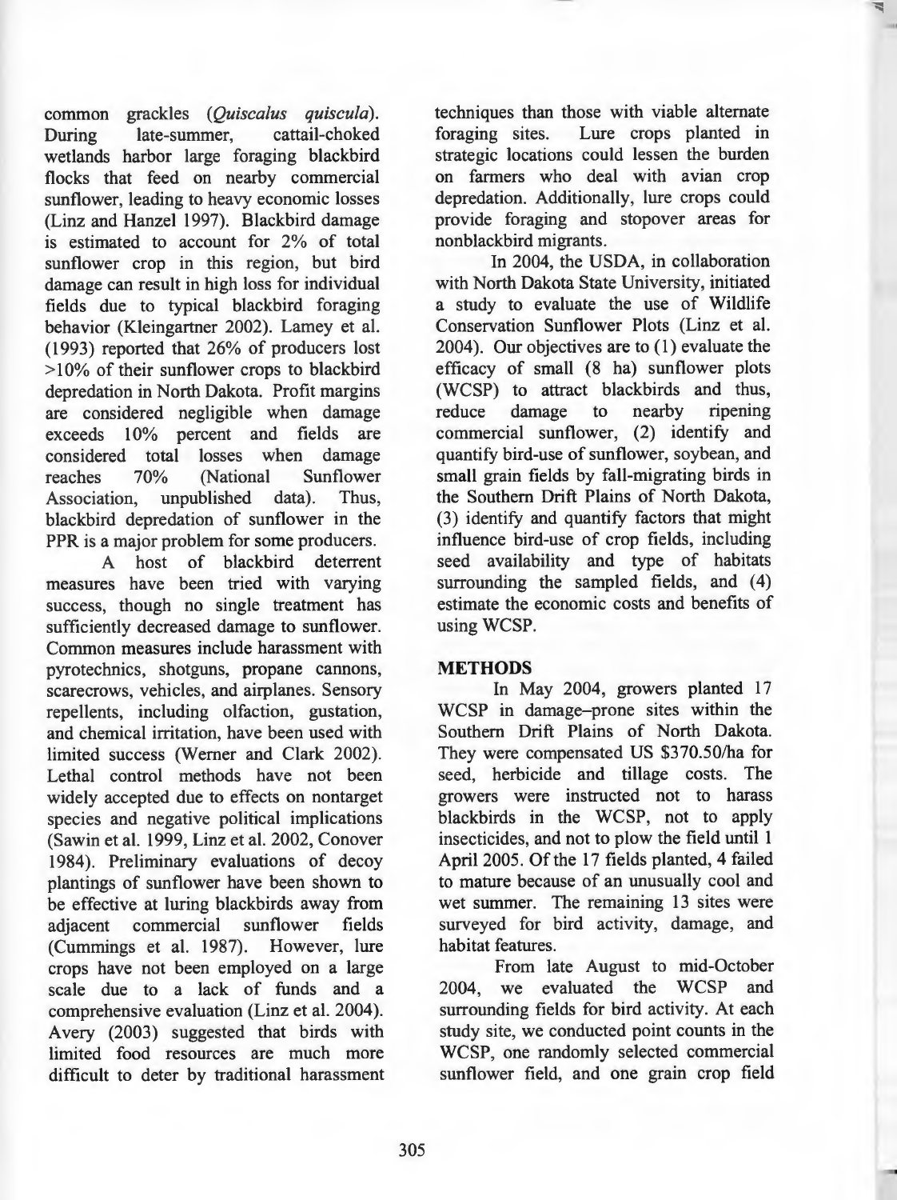common grackles (*Quiscalus quiscula*). During late-summer, cattail-choked wetlands harbor large foraging blackbird flocks that feed on nearby commercial sunflower, leading to heavy economic losses (Linz and Hanzel 1997). Blackbird damage is estimated to account for 2% of total sunflower crop in this region, but bird damage can result in high loss for individual fields due to typical blackbird foraging behavior (Kleingartner 2002). Lamey et al. (1993) reported that 26% of producers lost >10% of their sunflower crops to blackbird depredation in North Dakota. Profit margins are considered negligible when damage exceeds 10% percent and fields are considered total losses when damage reaches 70% (National Sunflower Association, unpublished data). Thus, blackbird depredation of sunflower in the PPR is a major problem for some producers.

A host of blackbird deterrent measures have been tried with varying success, though no single treatment has sufficiently decreased damage to sunflower. Common measures include harassment with pyrotechnics, shotguns, propane cannons, scarecrows, vehicles, and airplanes. Sensory repellents, including olfaction, gustation, and chemical irritation, have been used with limited success (Werner and Clark 2002). Lethal control methods have not been widely accepted due to effects on nontarget species and negative political implications (Sawin et al. 1999, Linz et al. 2002, Conover 1984). Preliminary evaluations of decoy plantings of sunflower have been shown to be effective at luring blackbirds away from adjacent commercial sunflower fields (Cummings et al. 1987). However, lure crops have not been employed on a large scale due to a lack of funds and a comprehensive evaluation (Linz et al. 2004). Avery (2003) suggested that birds with limited food resources are much more difficult to deter by traditional harassment techniques than those with viable alternate foraging sites. Lure crops planted in strategic locations could lessen the burden on farmers who deal with avian crop depredation. Additionally, lure crops could provide foraging and stopover areas for nonblackbird migrants.

In 2004, the USDA, in collaboration with North Dakota State University, initiated a study to evaluate the use of Wildlife Conservation Sunflower Plots (Linz et al. 2004). Our objectives are to (1) evaluate the efficacy of small (8 ha) sunflower plots (WCSP) to attract blackbirds and thus, reduce damage to nearby ripening commercial sunflower, (2) identify and quantify bird-use of sunflower, soybean, and small grain fields by fall-migrating birds in the Southern Drift Plains of North Dakota, (3) identify and quantify factors that might influence bird-use of crop fields, including seed availability and type of habitats surrounding the sampled fields, and (4) estimate the economic costs and benefits of using WCSP.

## METHODS

In May 2004, growers planted 17 WCSP in damage–prone sites within the Southern Drift Plains of North Dakota. They were compensated US $370.50/ha for seed, herbicide and tillage costs. The growers were instructed not to harass blackbirds in the WCSP, not to apply insecticides, and not to plow the field until 1 April 2005. Of the 17 fields planted, 4 failed to mature because of an unusually cool and wet summer. The remaining 13 sites were surveyed for bird activity, damage, and habitat features.

From late August to mid-October 2004, we evaluated the WCSP and surrounding fields for bird activity. At each study site, we conducted point counts in the WCSP, one randomly selected commercial sunflower field, and one grain crop field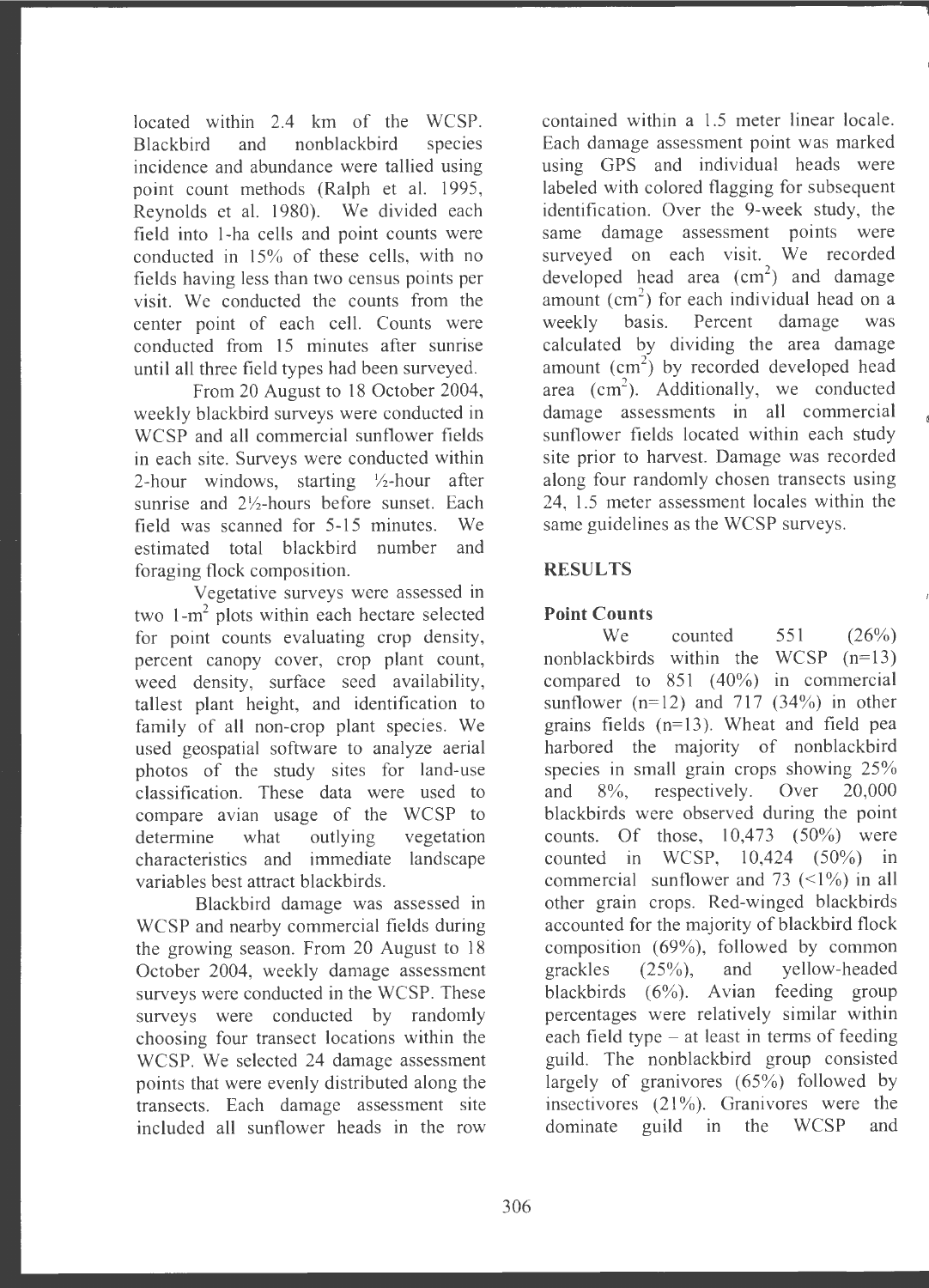located within 2.4 km of the WCSP. Blackbird and nonblackbird species incidence and abundance were tallied using point count methods (Ralph et al. 1995, Reynolds et al. 1980). We divided each field into 1-ha cells and point counts were conducted in 15% of these cells, with no fields having less than two census points per visit. We conducted the counts from the center point of each cell. Counts were conducted from 15 minutes after sunrise until all three field types had been surveyed.

From 20 August to 18 October 2004, weekly blackbird surveys were conducted in WCSP and all commercial sunflower fields in each site. Surveys were conducted within 2-hour windows, starting ½-hour after sunrise and 2½-hours before sunset. Each field was scanned for 5-15 minutes. We estimated total blackbird number and foraging flock composition.

Vegetative surveys were assessed in two 1-$m^2$ plots within each hectare selected for point counts evaluating crop density, percent canopy cover, crop plant count, weed density, surface seed availability, tallest plant height, and identification to family of all non-crop plant species. We used geospatial software to analyze aerial photos of the study sites for land-use classification. These data were used to compare avian usage of the WCSP to determine what outlying vegetation characteristics and immediate landscape variables best attract blackbirds.

Blackbird damage was assessed in WCSP and nearby commercial fields during the growing season. From 20 August to 18 October 2004, weekly damage assessment surveys were conducted in the WCSP. These surveys were conducted by randomly choosing four transect locations within the WCSP. We selected 24 damage assessment points that were evenly distributed along the transects. Each damage assessment site included all sunflower heads in the row contained within a 1.5 meter linear locale. Each damage assessment point was marked using GPS and individual heads were labeled with colored flagging for subsequent identification. Over the 9-week study, the same damage assessment points were surveyed on each visit. We recorded developed head area ($cm^2$) and damage amount ($cm^2$) for each individual head on a weekly basis. Percent damage was calculated by dividing the area damage amount ($cm^2$) by recorded developed head area ($cm^2$). Additionally, we conducted damage assessments in all commercial sunflower fields located within each study site prior to harvest. Damage was recorded along four randomly chosen transects using 24, 1.5 meter assessment locales within the same guidelines as the WCSP surveys.

## RESULTS

### Point Counts

We counted 551 (26%) nonblackbirds within the WCSP (n=13) compared to 851 (40%) in commercial sunflower (n=12) and 717 (34%) in other grains fields (n=13). Wheat and field pea harbored the majority of nonblackbird species in small grain crops showing 25% and 8%, respectively. Over 20,000 blackbirds were observed during the point counts. Of those, 10,473 (50%) were counted in WCSP, 10,424 (50%) in commercial sunflower and 73 (<1%) in all other grain crops. Red-winged blackbirds accounted for the majority of blackbird flock composition (69%), followed by common grackles (25%), and yellow-headed blackbirds (6%). Avian feeding group percentages were relatively similar within each field type – at least in terms of feeding guild. The nonblackbird group consisted largely of granivores (65%) followed by insectivores (21%). Granivores were the dominate guild in the WCSP and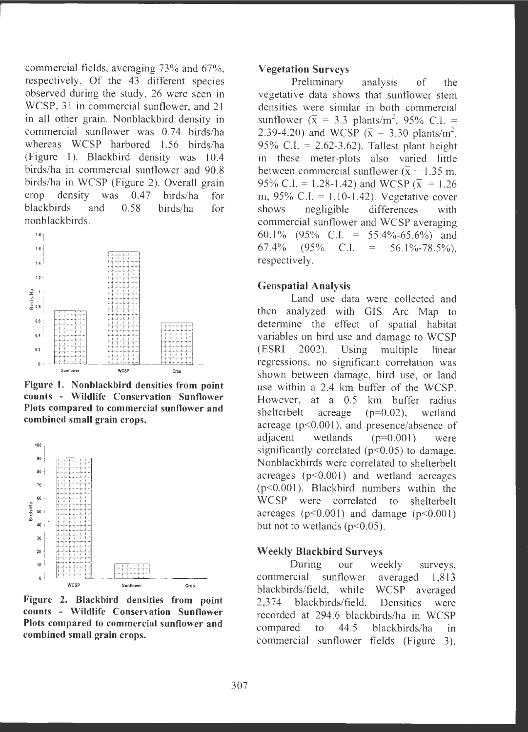commercial fields, averaging 73% and 67%, respectively. Of the 43 different species observed during the study, 26 were seen in WCSP, 31 in commercial sunflower, and 21 in all other grain. Nonblackbird density in commercial sunflower was 0.74 birds/ha whereas WCSP harbored 1.56 birds/ha (Figure 1). Blackbird density was 10.4 birds/ha in commercial sunflower and 90.8 birds/ha in WCSP (Figure 2). Overall grain crop density was 0.47 birds/ha for blackbirds and 0.58 birds/ha for nonblackbirds.

**Figure 1. Nonblackbird densities from point counts - Wildlife Conservation Sunflower Plots compared to commercial sunflower and combined small grain crops.**

**Figure 2. Blackbird densities from point counts - Wildlife Conservation Sunflower Plots compared to commercial sunflower and combined small grain crops.**

### Vegetation Surveys

Preliminary analysis of the vegetative data shows that sunflower stem densities were similar in both commercial sunflower ($\bar{x}$ = 3.3 plants/m$^2$, 95% C.I. = 2.39-4.20) and WCSP ($\bar{x}$ = 3.30 plants/m$^2$, 95% C.I. = 2.62-3.62). Tallest plant height in these meter-plots also varied little between commercial sunflower ($\bar{x}$ = 1.35 m, 95% C.I. = 1.28-1.42) and WCSP ($\bar{x}$ = 1.26 m, 95% C.I. = 1.10-1.42). Vegetative cover shows negligible differences with commercial sunflower and WCSP averaging 60.1% (95% C.I. = 55.4%-65.6%) and 67.4% (95% C.I. = 56.1%-78.5%), respectively.

### Geospatial Analysis

Land use data were collected and then analyzed with GIS Arc Map to determine the effect of spatial habitat variables on bird use and damage to WCSP (ESRI 2002). Using multiple linear regressions, no significant correlation was shown between damage, bird use, or land use within a 2.4 km buffer of the WCSP. However, at a 0.5 km buffer radius shelterbelt acreage ($p$=0.02), wetland acreage ($p$<0.001), and presence/absence of adjacent wetlands ($p$=0.001) were significantly correlated ($p$<0.05) to damage. Nonblackbirds were correlated to shelterbelt acreages ($p$<0.001) and wetland acreages ($p$<0.001). Blackbird numbers within the WCSP were correlated to shelterbelt acreages ($p$<0.001) and damage ($p$<0.001) but not to wetlands ($p$<0.05).

### Weekly Blackbird Surveys

During our weekly surveys, commercial sunflower averaged 1,813 blackbirds/field, while WCSP averaged 2,374 blackbirds/field. Densities were recorded at 294.6 blackbirds/ha in WCSP compared to 44.5 blackbirds/ha in commercial sunflower fields (Figure 3).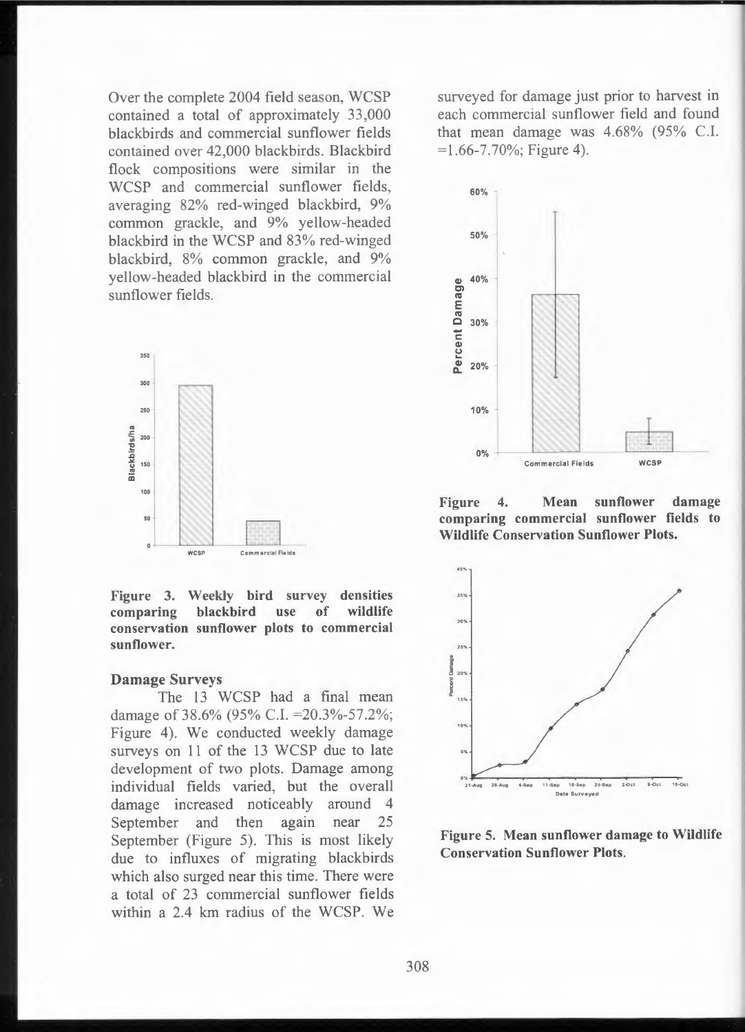Over the complete 2004 field season, WCSP contained a total of approximately 33,000 blackbirds and commercial sunflower fields contained over 42,000 blackbirds. Blackbird flock compositions were similar in the WCSP and commercial sunflower fields, averaging 82% red-winged blackbird, 9% common grackle, and 9% yellow-headed blackbird in the WCSP and 83% red-winged blackbird, 8% common grackle, and 9% yellow-headed blackbird in the commercial sunflower fields.

**Figure 3. Weekly bird survey densities comparing blackbird use of wildlife conservation sunflower plots to commercial sunflower.**

### Damage Surveys

The 13 WCSP had a final mean damage of 38.6% (95% C.I. =20.3%-57.2%; Figure 4). We conducted weekly damage surveys on 11 of the 13 WCSP due to late development of two plots. Damage among individual fields varied, but the overall damage increased noticeably around 4 September and then again near 25 September (Figure 5). This is most likely due to influxes of migrating blackbirds which also surged near this time. There were a total of 23 commercial sunflower fields within a 2.4 km radius of the WCSP. We surveyed for damage just prior to harvest in each commercial sunflower field and found that mean damage was 4.68% (95% C.I. =1.66-7.70%; Figure 4).

**Figure 4. Mean sunflower damage comparing commercial sunflower fields to Wildlife Conservation Sunflower Plots.**

**Figure 5. Mean sunflower damage to Wildlife Conservation Sunflower Plots.**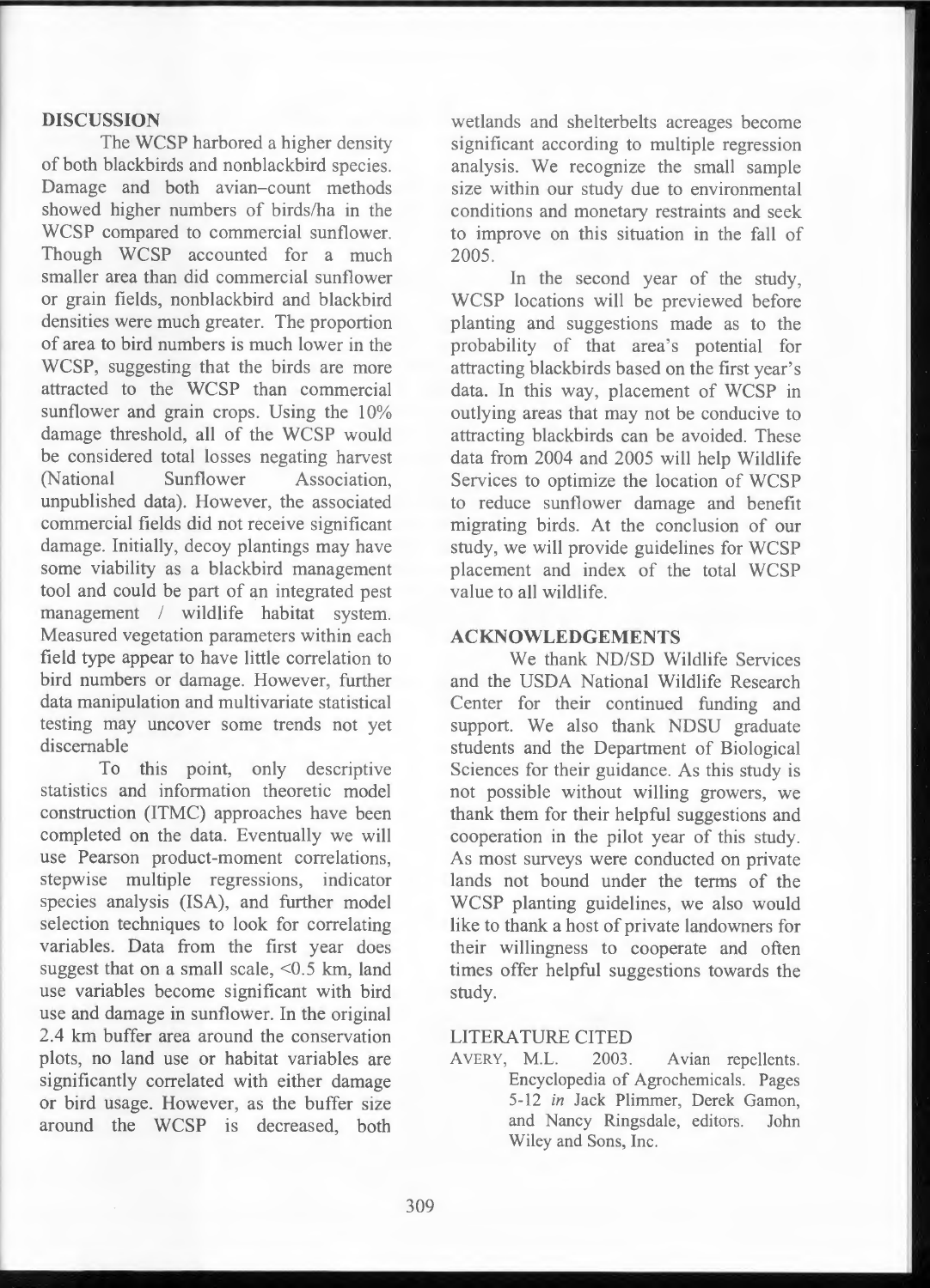## DISCUSSION

The WCSP harbored a higher density of both blackbirds and nonblackbird species. Damage and both avian–count methods showed higher numbers of birds/ha in the WCSP compared to commercial sunflower. Though WCSP accounted for a much smaller area than did commercial sunflower or grain fields, nonblackbird and blackbird densities were much greater. The proportion of area to bird numbers is much lower in the WCSP, suggesting that the birds are more attracted to the WCSP than commercial sunflower and grain crops. Using the 10% damage threshold, all of the WCSP would be considered total losses negating harvest (National Sunflower Association, unpublished data). However, the associated commercial fields did not receive significant damage. Initially, decoy plantings may have some viability as a blackbird management tool and could be part of an integrated pest management / wildlife habitat system. Measured vegetation parameters within each field type appear to have little correlation to bird numbers or damage. However, further data manipulation and multivariate statistical testing may uncover some trends not yet discernable

To this point, only descriptive statistics and information theoretic model construction (ITMC) approaches have been completed on the data. Eventually we will use Pearson product-moment correlations, stepwise multiple regressions, indicator species analysis (ISA), and further model selection techniques to look for correlating variables. Data from the first year does suggest that on a small scale, <0.5 km, land use variables become significant with bird use and damage in sunflower. In the original 2.4 km buffer area around the conservation plots, no land use or habitat variables are significantly correlated with either damage or bird usage. However, as the buffer size around the WCSP is decreased, both wetlands and shelterbelts acreages become significant according to multiple regression analysis. We recognize the small sample size within our study due to environmental conditions and monetary restraints and seek to improve on this situation in the fall of 2005.

In the second year of the study, WCSP locations will be previewed before planting and suggestions made as to the probability of that area's potential for attracting blackbirds based on the first year's data. In this way, placement of WCSP in outlying areas that may not be conducive to attracting blackbirds can be avoided. These data from 2004 and 2005 will help Wildlife Services to optimize the location of WCSP to reduce sunflower damage and benefit migrating birds. At the conclusion of our study, we will provide guidelines for WCSP placement and index of the total WCSP value to all wildlife.

## ACKNOWLEDGEMENTS

We thank ND/SD Wildlife Services and the USDA National Wildlife Research Center for their continued funding and support. We also thank NDSU graduate students and the Department of Biological Sciences for their guidance. As this study is not possible without willing growers, we thank them for their helpful suggestions and cooperation in the pilot year of this study. As most surveys were conducted on private lands not bound under the terms of the WCSP planting guidelines, we also would like to thank a host of private landowners for their willingness to cooperate and often times offer helpful suggestions towards the study.

## LITERATURE CITED

AVERY, M.L. 2003. Avian repellents. Encyclopedia of Agrochemicals. Pages 5-12 *in* Jack Plimmer, Derek Gamon, and Nancy Ringsdale, editors. John Wiley and Sons, Inc.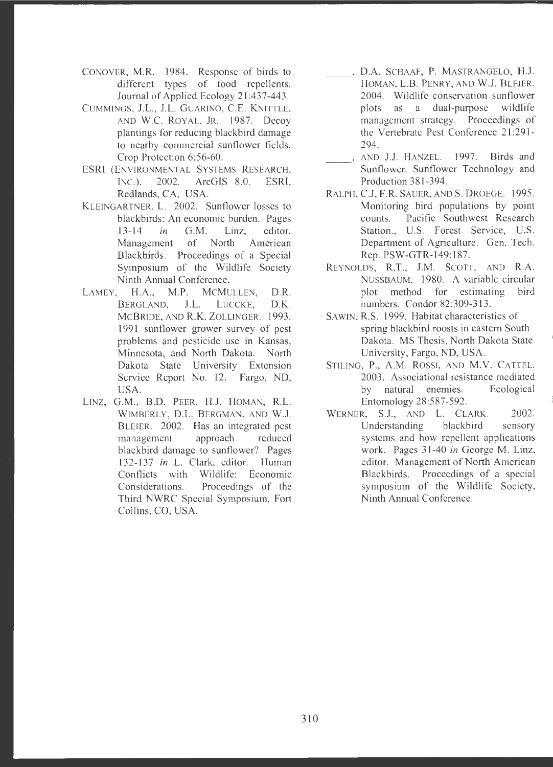CONOVER, M.R. 1984. Response of birds to different types of food repellents. Journal of Applied Ecology 21:437-443.

CUMMINGS, J.L., J.L. GUARINO, C.E. KNITTLE, AND W.C. ROYAL, JR. 1987. Decoy plantings for reducing blackbird damage to nearby commercial sunflower fields. Crop Protection 6:56-60.

ESRI (ENVIRONMENTAL SYSTEMS RESEARCH, INC.). 2002. ArcGIS 8.0. ESRI, Redlands, CA, USA.

KLEINGARTNER, L. 2002. Sunflower losses to blackbirds: An economic burden. Pages 13-14 *in* G.M. Linz, editor. Management of North American Blackbirds. Proceedings of a Special Symposium of the Wildlife Society Ninth Annual Conference.

LAMEY, H.A., M.P. MCMULLEN, D.R. BERGLAND, J.L. LUCCKE, D.K. MCBRIDE, AND R.K. ZOLLINGER. 1993. 1991 sunflower grower survey of pest problems and pesticide use in Kansas, Minnesota, and North Dakota. North Dakota State University Extension Service Report No. 12. Fargo, ND, USA.

LINZ, G.M., B.D. PEER, H.J. HOMAN, R.L. WIMBERLY, D.L. BERGMAN, AND W.J. BLEIER. 2002. Has an integrated pest management approach reduced blackbird damage to sunflower? Pages 132-137 *in* L. Clark, editor. Human Conflicts with Wildlife: Economic Considerations. Proceedings of the Third NWRC Special Symposium, Fort Collins, CO, USA.

_____, D.A. SCHAAF, P. MASTRANGELO, H.J. HOMAN, L.B. PENRY, AND W.J. BLEIER. 2004. Wildlife conservation sunflower plots as a dual-purpose wildlife management strategy. Proceedings of the Vertebrate Pest Conference 21:291-294.

_____, AND J.J. HANZEL. 1997. Birds and Sunflower. Sunflower Technology and Production 381-394.

RALPH, C.J, F.R. SAUER, AND S. DROEGE. 1995. Monitoring bird populations by point counts. Pacific Southwest Research Station., U.S. Forest Service, U.S. Department of Agriculture. Gen. Tech. Rep. PSW-GTR-149:187.

REYNOLDS, R.T., J.M. SCOTT, AND R.A. NUSSBAUM. 1980. A variable circular plot method for estimating bird numbers. Condor 82:309-313.

SAWIN, R.S. 1999. Habitat characteristics of spring blackbird roosts in eastern South Dakota. MS Thesis, North Dakota State University, Fargo, ND, USA.

STILING, P., A.M. ROSSI, AND M.V. CATTEL. 2003. Associational resistance mediated by natural enemies. Ecological Entomology 28:587-592.

WERNER, S.J., AND L. CLARK. 2002. Understanding blackbird sensory systems and how repellent applications work. Pages 31-40 *in* George M. Linz, editor. Management of North American Blackbirds. Proceedings of a special symposium of the Wildlife Society, Ninth Annual Conference.